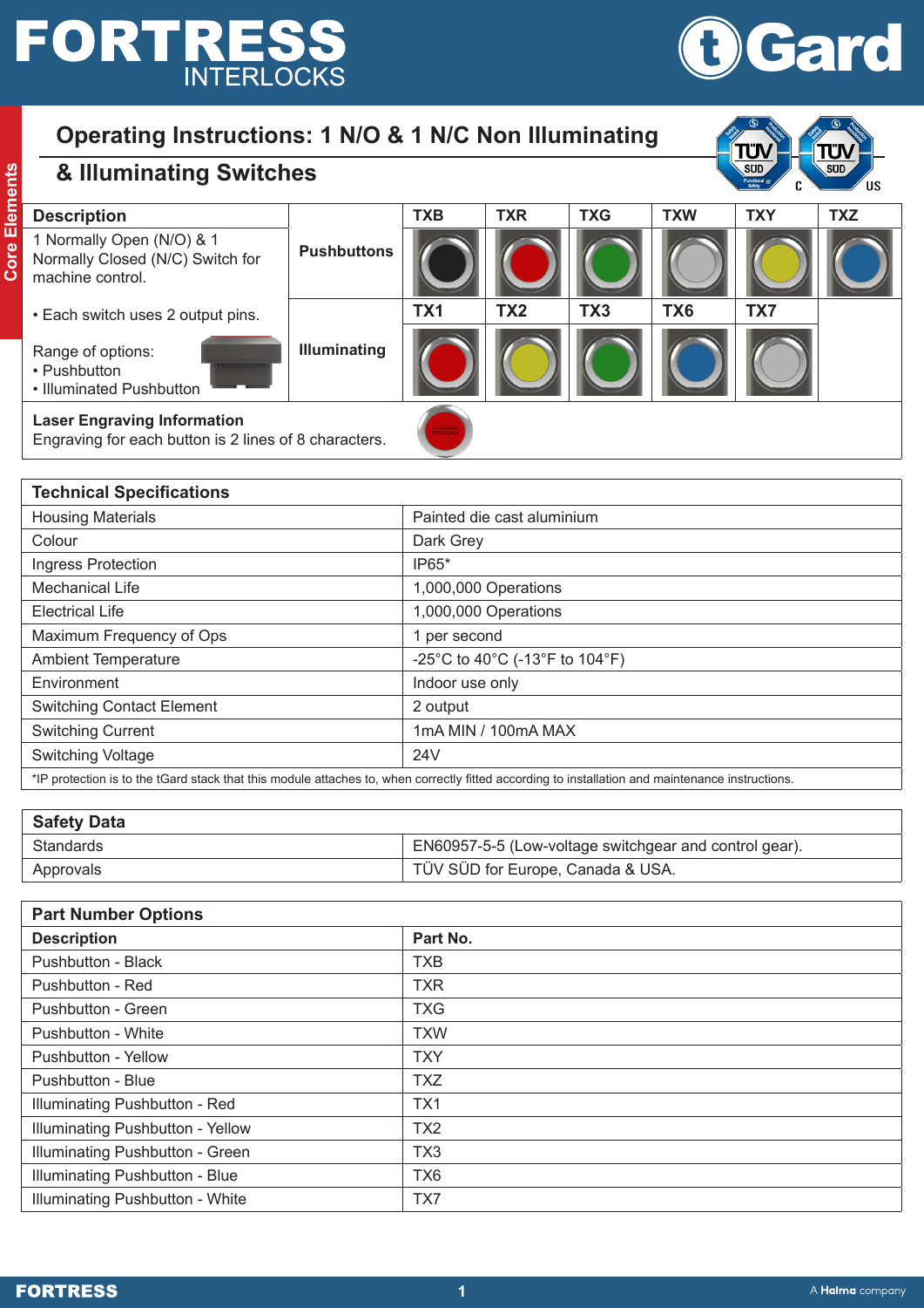# Operating Instructions: 1 N/O & 1 N/C Non Illuminating & Illuminating Switches

| Description | | TXB | TXR | TXG | TXW | TXY | TXZ |
|---|---|---|---|---|---|---|---|
| 1 Normally Open (N/O) & 1 Normally Closed (N/C) Switch for machine control. | Pushbuttons | | | | | | |
| • Each switch uses 2 output pins. | | TX1 | TX2 | TX3 | TX6 | TX7 | |
| Range of options: • Pushbutton • Illuminated Pushbutton | Illuminating | | | | | | |

**Laser Engraving Information**
Engraving for each button is 2 lines of 8 characters.

| Technical Specifications | |
|---|---|
| Housing Materials | Painted die cast aluminium |
| Colour | Dark Grey |
| Ingress Protection | IP65* |
| Mechanical Life | 1,000,000 Operations |
| Electrical Life | 1,000,000 Operations |
| Maximum Frequency of Ops | 1 per second |
| Ambient Temperature | -25°C to 40°C (-13°F to 104°F) |
| Environment | Indoor use only |
| Switching Contact Element | 2 output |
| Switching Current | 1mA MIN / 100mA MAX |
| Switching Voltage | 24V |

*IP protection is to the tGard stack that this module attaches to, when correctly fitted according to installation and maintenance instructions.

| Safety Data | |
|---|---|
| Standards | EN60957-5-5 (Low-voltage switchgear and control gear). |
| Approvals | TÜV SÜD for Europe, Canada & USA. |

**Part Number Options**

| Description | Part No. |
|---|---|
| Pushbutton - Black | TXB |
| Pushbutton - Red | TXR |
| Pushbutton - Green | TXG |
| Pushbutton - White | TXW |
| Pushbutton - Yellow | TXY |
| Pushbutton - Blue | TXZ |
| Illuminating Pushbutton - Red | TX1 |
| Illuminating Pushbutton - Yellow | TX2 |
| Illuminating Pushbutton - Green | TX3 |
| Illuminating Pushbutton - Blue | TX6 |
| Illuminating Pushbutton - White | TX7 |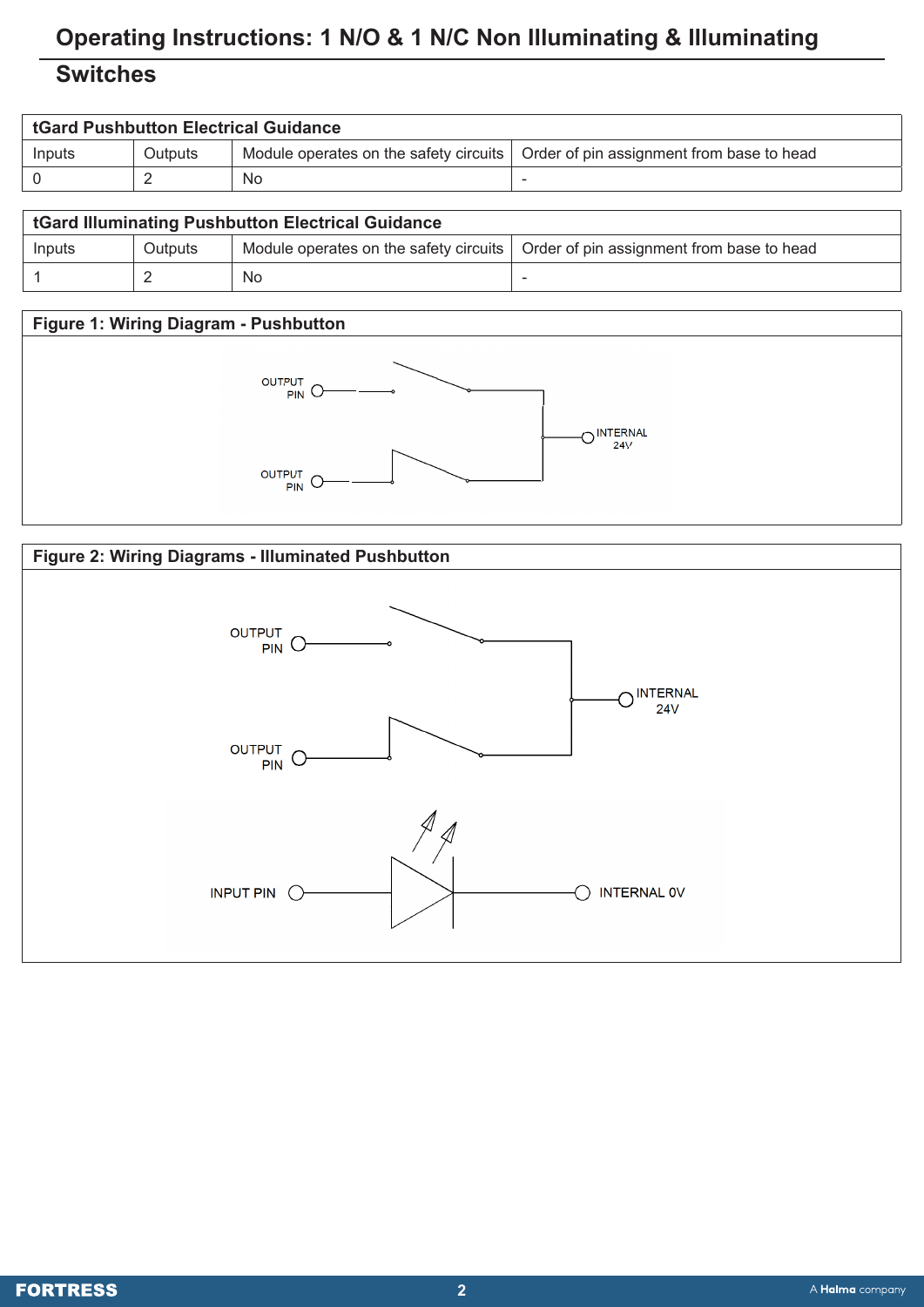# Operating Instructions: 1 N/O & 1 N/C Non Illuminating & Illuminating Switches

| tGard Pushbutton Electrical Guidance | | | |
|---|---|---|---|
| Inputs | Outputs | Module operates on the safety circuits | Order of pin assignment from base to head |
| 0 | 2 | No | - |

| tGard Illuminating Pushbutton Electrical Guidance | | | |
|---|---|---|---|
| Inputs | Outputs | Module operates on the safety circuits | Order of pin assignment from base to head |
| 1 | 2 | No | - |

**Figure 1: Wiring Diagram - Pushbutton**

OUTPUT PIN

OUTPUT PIN

INTERNAL 24V

**Figure 2: Wiring Diagrams - Illuminated Pushbutton**

OUTPUT PIN

OUTPUT PIN

INTERNAL 24V

INPUT PIN

INTERNAL 0V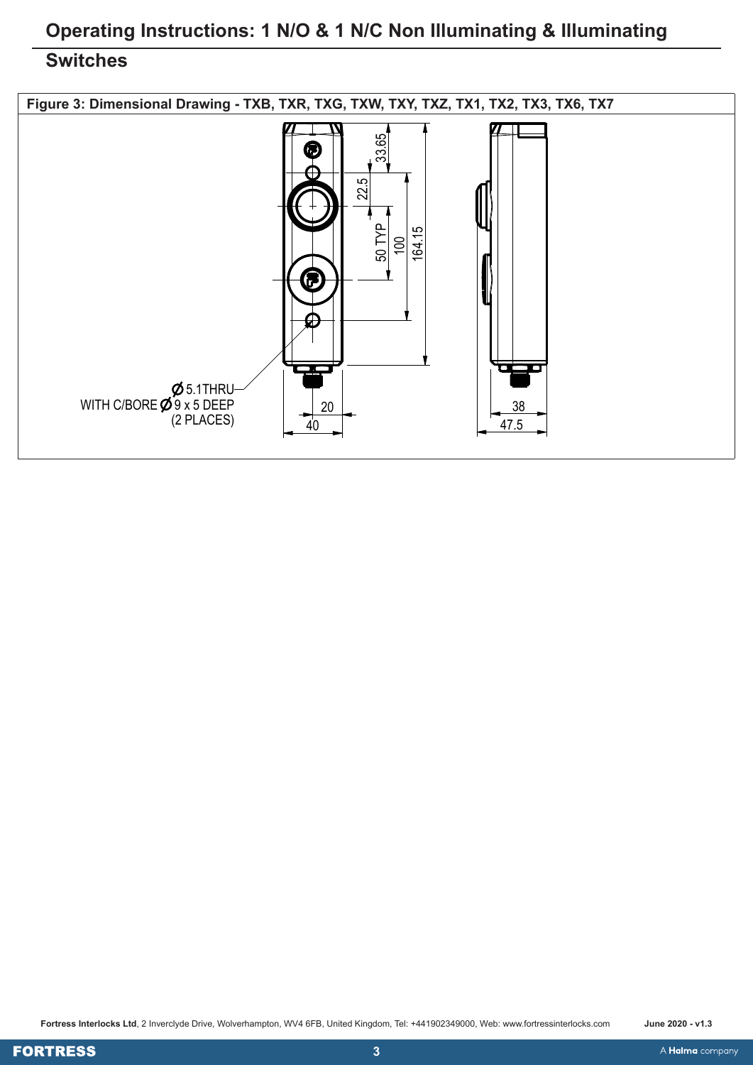# Operating Instructions: 1 N/O & 1 N/C Non Illuminating & Illuminating Switches

**Figure 3: Dimensional Drawing - TXB, TXR, TXG, TXW, TXY, TXZ, TX1, TX2, TX3, TX6, TX7**

33.65
22.5
50 TYP
100
164.15
Ø 5.1THRU
WITH C/BORE Ø 9 x 5 DEEP
(2 PLACES)
20
40
38
47.5

**Fortress Interlocks Ltd**, 2 Inverclyde Drive, Wolverhampton, WV4 6FB, United Kingdom, Tel: +441902349000, Web: www.fortressinterlocks.com **June 2020 - v1.3**